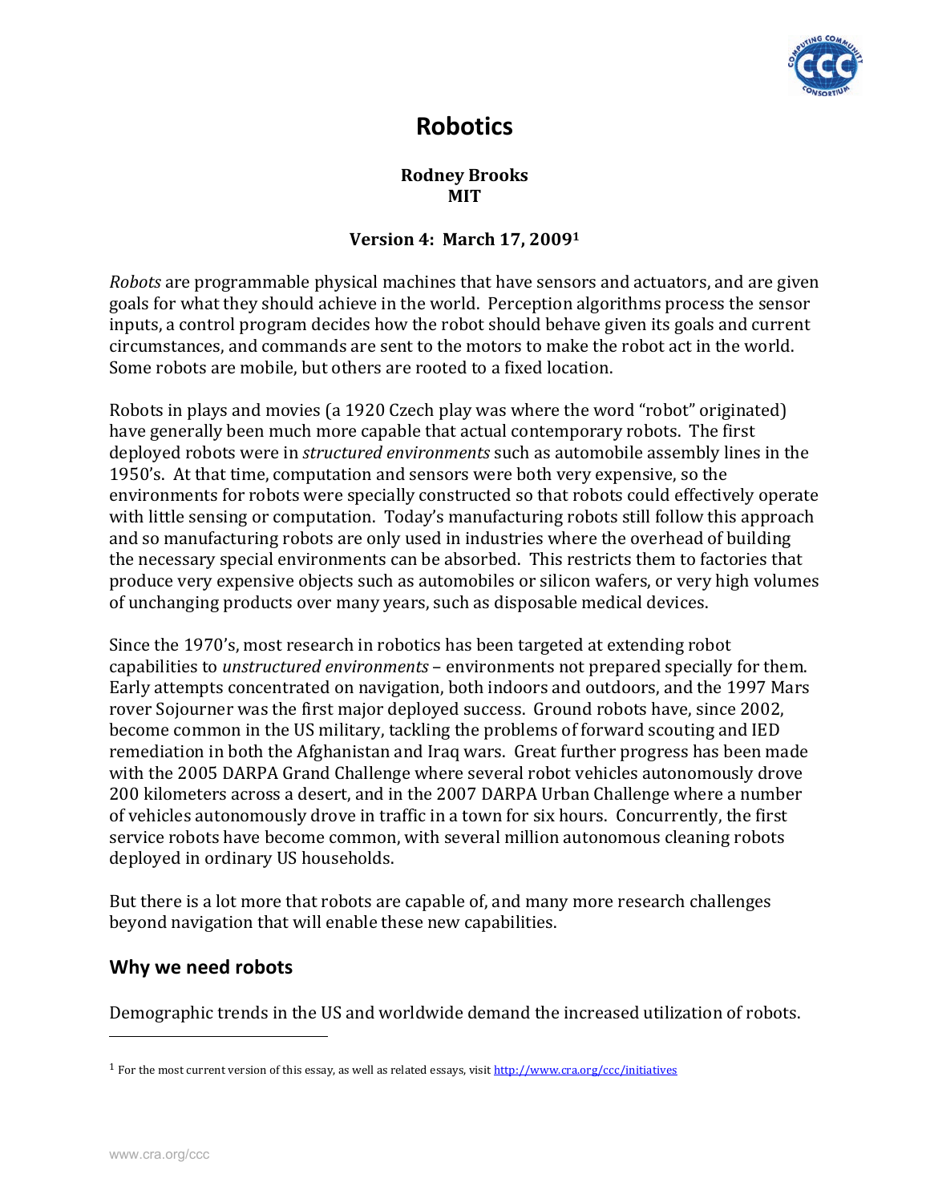# Robotics

**Rodney Brooks**
**MIT**

**Version 4: March 17, 2009[1]**

*Robots* are programmable physical machines that have sensors and actuators, and are given goals for what they should achieve in the world. Perception algorithms process the sensor inputs, a control program decides how the robot should behave given its goals and current circumstances, and commands are sent to the motors to make the robot act in the world. Some robots are mobile, but others are rooted to a fixed location.

Robots in plays and movies (a 1920 Czech play was where the word "robot" originated) have generally been much more capable that actual contemporary robots. The first deployed robots were in *structured environments* such as automobile assembly lines in the 1950's. At that time, computation and sensors were both very expensive, so the environments for robots were specially constructed so that robots could effectively operate with little sensing or computation. Today's manufacturing robots still follow this approach and so manufacturing robots are only used in industries where the overhead of building the necessary special environments can be absorbed. This restricts them to factories that produce very expensive objects such as automobiles or silicon wafers, or very high volumes of unchanging products over many years, such as disposable medical devices.

Since the 1970's, most research in robotics has been targeted at extending robot capabilities to *unstructured environments* – environments not prepared specially for them. Early attempts concentrated on navigation, both indoors and outdoors, and the 1997 Mars rover Sojourner was the first major deployed success. Ground robots have, since 2002, become common in the US military, tackling the problems of forward scouting and IED remediation in both the Afghanistan and Iraq wars. Great further progress has been made with the 2005 DARPA Grand Challenge where several robot vehicles autonomously drove 200 kilometers across a desert, and in the 2007 DARPA Urban Challenge where a number of vehicles autonomously drove in traffic in a town for six hours. Concurrently, the first service robots have become common, with several million autonomous cleaning robots deployed in ordinary US households.

But there is a lot more that robots are capable of, and many more research challenges beyond navigation that will enable these new capabilities.

## Why we need robots

Demographic trends in the US and worldwide demand the increased utilization of robots.

---

[1] For the most current version of this essay, as well as related essays, visit http://www.cra.org/ccc/initiatives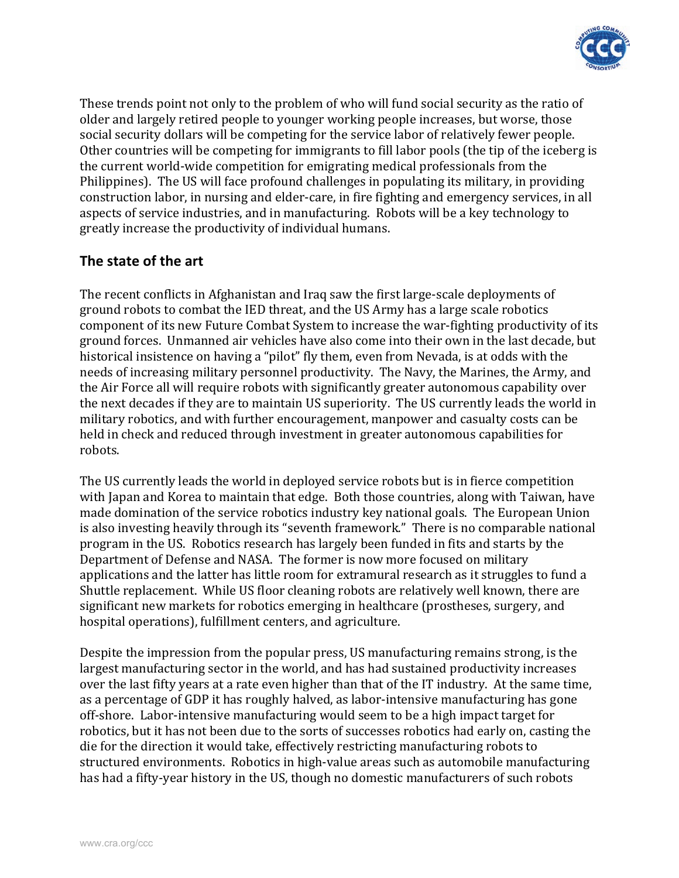These trends point not only to the problem of who will fund social security as the ratio of older and largely retired people to younger working people increases, but worse, those social security dollars will be competing for the service labor of relatively fewer people. Other countries will be competing for immigrants to fill labor pools (the tip of the iceberg is the current world-wide competition for emigrating medical professionals from the Philippines). The US will face profound challenges in populating its military, in providing construction labor, in nursing and elder-care, in fire fighting and emergency services, in all aspects of service industries, and in manufacturing. Robots will be a key technology to greatly increase the productivity of individual humans.

## The state of the art

The recent conflicts in Afghanistan and Iraq saw the first large-scale deployments of ground robots to combat the IED threat, and the US Army has a large scale robotics component of its new Future Combat System to increase the war-fighting productivity of its ground forces. Unmanned air vehicles have also come into their own in the last decade, but historical insistence on having a "pilot" fly them, even from Nevada, is at odds with the needs of increasing military personnel productivity. The Navy, the Marines, the Army, and the Air Force all will require robots with significantly greater autonomous capability over the next decades if they are to maintain US superiority. The US currently leads the world in military robotics, and with further encouragement, manpower and casualty costs can be held in check and reduced through investment in greater autonomous capabilities for robots.

The US currently leads the world in deployed service robots but is in fierce competition with Japan and Korea to maintain that edge. Both those countries, along with Taiwan, have made domination of the service robotics industry key national goals. The European Union is also investing heavily through its "seventh framework." There is no comparable national program in the US. Robotics research has largely been funded in fits and starts by the Department of Defense and NASA. The former is now more focused on military applications and the latter has little room for extramural research as it struggles to fund a Shuttle replacement. While US floor cleaning robots are relatively well known, there are significant new markets for robotics emerging in healthcare (prostheses, surgery, and hospital operations), fulfillment centers, and agriculture.

Despite the impression from the popular press, US manufacturing remains strong, is the largest manufacturing sector in the world, and has had sustained productivity increases over the last fifty years at a rate even higher than that of the IT industry. At the same time, as a percentage of GDP it has roughly halved, as labor-intensive manufacturing has gone off-shore. Labor-intensive manufacturing would seem to be a high impact target for robotics, but it has not been due to the sorts of successes robotics had early on, casting the die for the direction it would take, effectively restricting manufacturing robots to structured environments. Robotics in high-value areas such as automobile manufacturing has had a fifty-year history in the US, though no domestic manufacturers of such robots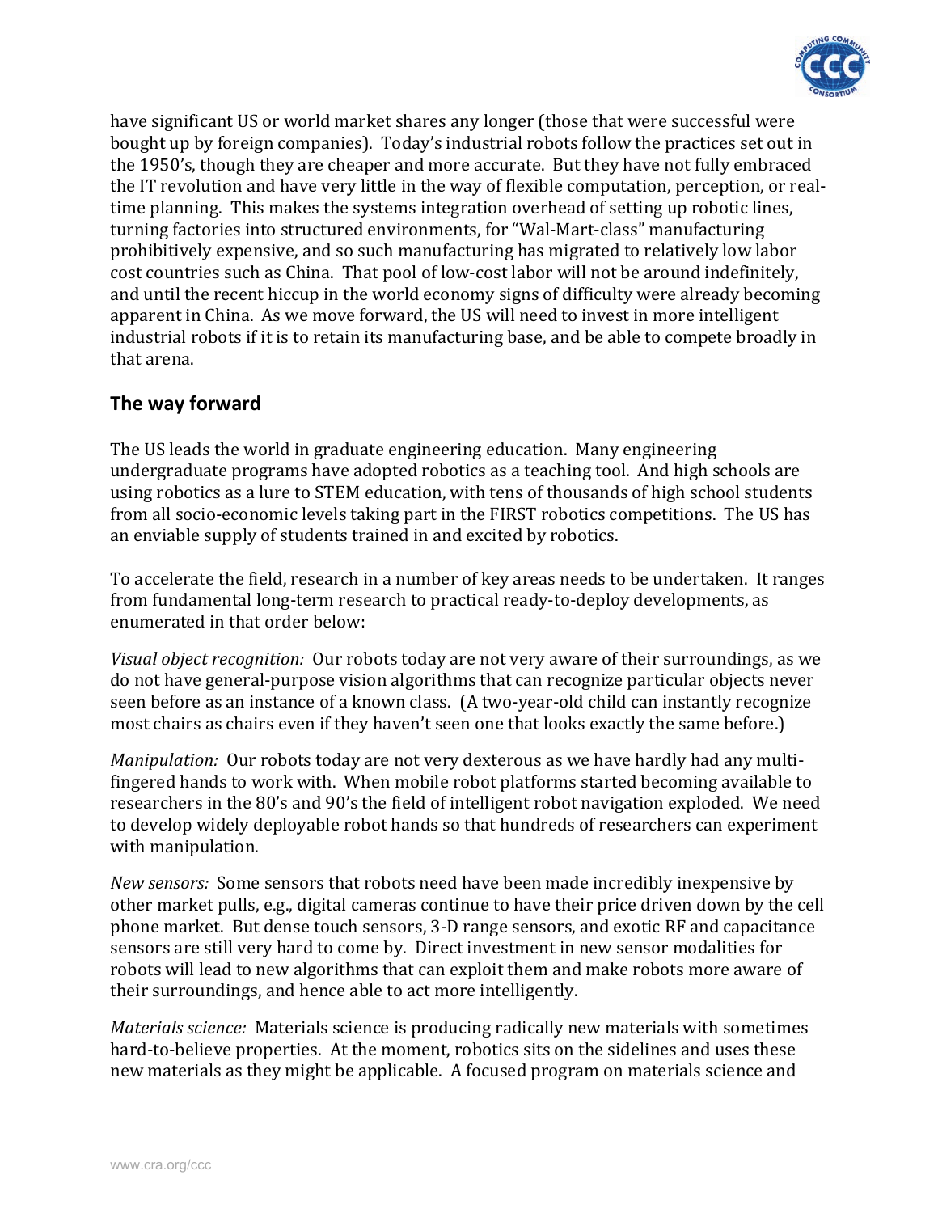have significant US or world market shares any longer (those that were successful were bought up by foreign companies). Today's industrial robots follow the practices set out in the 1950's, though they are cheaper and more accurate. But they have not fully embraced the IT revolution and have very little in the way of flexible computation, perception, or real-time planning. This makes the systems integration overhead of setting up robotic lines, turning factories into structured environments, for "Wal-Mart-class" manufacturing prohibitively expensive, and so such manufacturing has migrated to relatively low labor cost countries such as China. That pool of low-cost labor will not be around indefinitely, and until the recent hiccup in the world economy signs of difficulty were already becoming apparent in China. As we move forward, the US will need to invest in more intelligent industrial robots if it is to retain its manufacturing base, and be able to compete broadly in that arena.

## The way forward

The US leads the world in graduate engineering education. Many engineering undergraduate programs have adopted robotics as a teaching tool. And high schools are using robotics as a lure to STEM education, with tens of thousands of high school students from all socio-economic levels taking part in the FIRST robotics competitions. The US has an enviable supply of students trained in and excited by robotics.

To accelerate the field, research in a number of key areas needs to be undertaken. It ranges from fundamental long-term research to practical ready-to-deploy developments, as enumerated in that order below:

*Visual object recognition:* Our robots today are not very aware of their surroundings, as we do not have general-purpose vision algorithms that can recognize particular objects never seen before as an instance of a known class. (A two-year-old child can instantly recognize most chairs as chairs even if they haven't seen one that looks exactly the same before.)

*Manipulation:* Our robots today are not very dexterous as we have hardly had any multi-fingered hands to work with. When mobile robot platforms started becoming available to researchers in the 80's and 90's the field of intelligent robot navigation exploded. We need to develop widely deployable robot hands so that hundreds of researchers can experiment with manipulation.

*New sensors:* Some sensors that robots need have been made incredibly inexpensive by other market pulls, e.g., digital cameras continue to have their price driven down by the cell phone market. But dense touch sensors, 3-D range sensors, and exotic RF and capacitance sensors are still very hard to come by. Direct investment in new sensor modalities for robots will lead to new algorithms that can exploit them and make robots more aware of their surroundings, and hence able to act more intelligently.

*Materials science:* Materials science is producing radically new materials with sometimes hard-to-believe properties. At the moment, robotics sits on the sidelines and uses these new materials as they might be applicable. A focused program on materials science and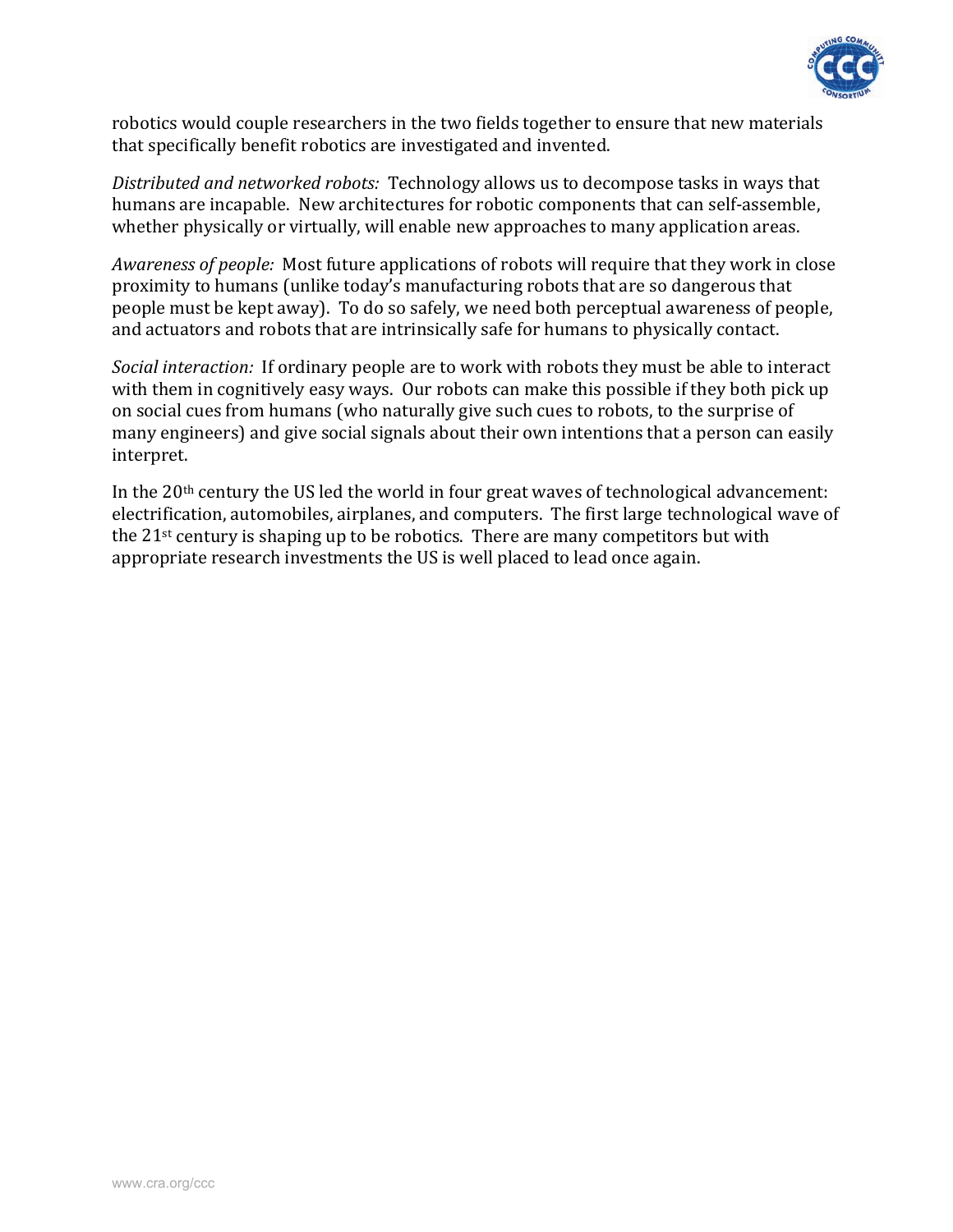robotics would couple researchers in the two fields together to ensure that new materials that specifically benefit robotics are investigated and invented.

*Distributed and networked robots:* Technology allows us to decompose tasks in ways that humans are incapable. New architectures for robotic components that can self-assemble, whether physically or virtually, will enable new approaches to many application areas.

*Awareness of people:* Most future applications of robots will require that they work in close proximity to humans (unlike today's manufacturing robots that are so dangerous that people must be kept away). To do so safely, we need both perceptual awareness of people, and actuators and robots that are intrinsically safe for humans to physically contact.

*Social interaction:* If ordinary people are to work with robots they must be able to interact with them in cognitively easy ways. Our robots can make this possible if they both pick up on social cues from humans (who naturally give such cues to robots, to the surprise of many engineers) and give social signals about their own intentions that a person can easily interpret.

In the 20th century the US led the world in four great waves of technological advancement: electrification, automobiles, airplanes, and computers. The first large technological wave of the 21st century is shaping up to be robotics. There are many competitors but with appropriate research investments the US is well placed to lead once again.